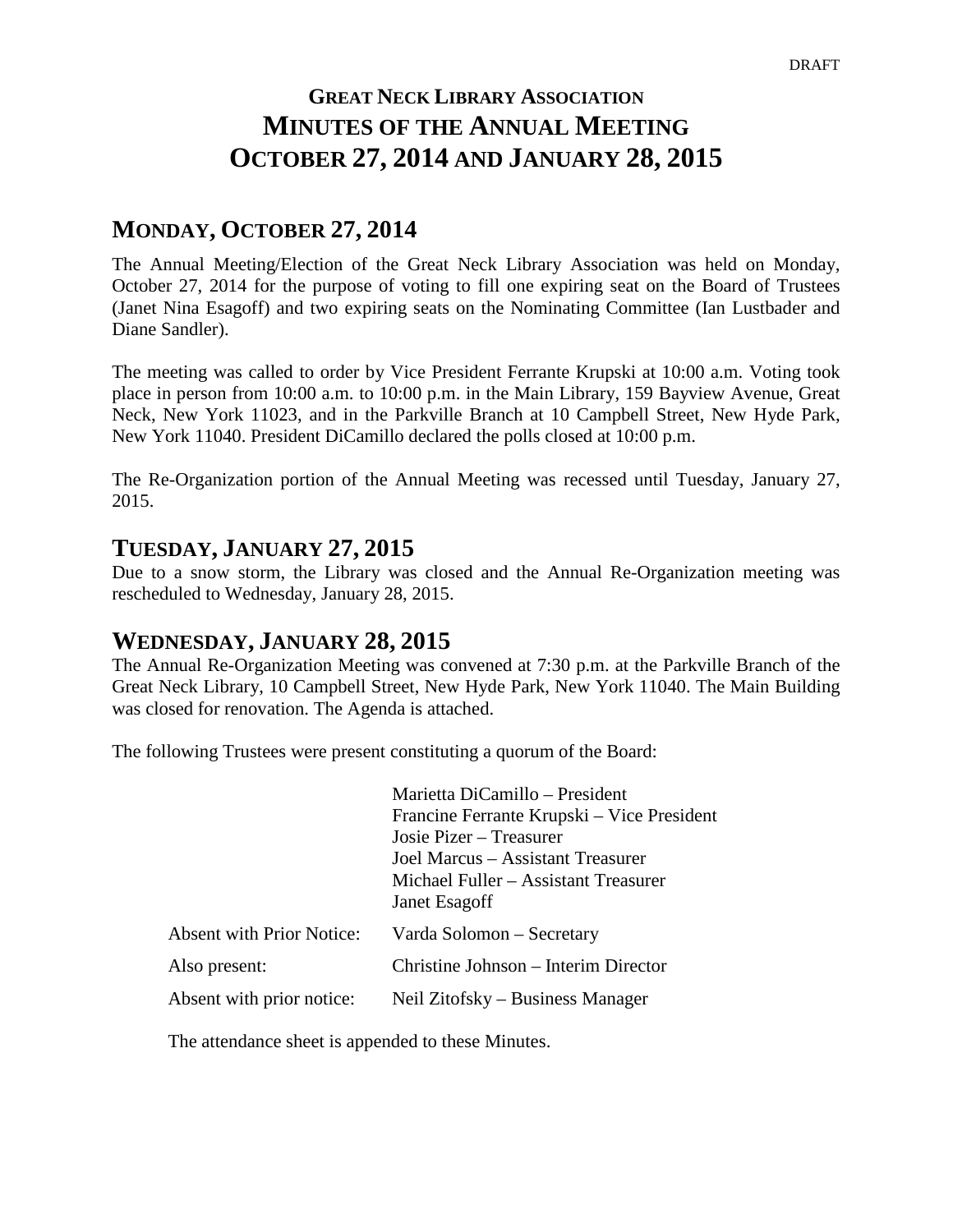DRAFT

# GREAT NECK LIBRARY ASSOCIATION
# MINUTES OF THE ANNUAL MEETING
# OCTOBER 27, 2014 AND JANUARY 28, 2015

## MONDAY, OCTOBER 27, 2014

The Annual Meeting/Election of the Great Neck Library Association was held on Monday, October 27, 2014 for the purpose of voting to fill one expiring seat on the Board of Trustees (Janet Nina Esagoff) and two expiring seats on the Nominating Committee (Ian Lustbader and Diane Sandler).

The meeting was called to order by Vice President Ferrante Krupski at 10:00 a.m. Voting took place in person from 10:00 a.m. to 10:00 p.m. in the Main Library, 159 Bayview Avenue, Great Neck, New York 11023, and in the Parkville Branch at 10 Campbell Street, New Hyde Park, New York 11040. President DiCamillo declared the polls closed at 10:00 p.m.

The Re-Organization portion of the Annual Meeting was recessed until Tuesday, January 27, 2015.

## TUESDAY, JANUARY 27, 2015

Due to a snow storm, the Library was closed and the Annual Re-Organization meeting was rescheduled to Wednesday, January 28, 2015.

## WEDNESDAY, JANUARY 28, 2015

The Annual Re-Organization Meeting was convened at 7:30 p.m. at the Parkville Branch of the Great Neck Library, 10 Campbell Street, New Hyde Park, New York 11040. The Main Building was closed for renovation. The Agenda is attached.

The following Trustees were present constituting a quorum of the Board:

Marietta DiCamillo – President
Francine Ferrante Krupski – Vice President
Josie Pizer – Treasurer
Joel Marcus – Assistant Treasurer
Michael Fuller – Assistant Treasurer
Janet Esagoff

Absent with Prior Notice: Varda Solomon – Secretary

Also present: Christine Johnson – Interim Director

Absent with prior notice: Neil Zitofsky – Business Manager

The attendance sheet is appended to these Minutes.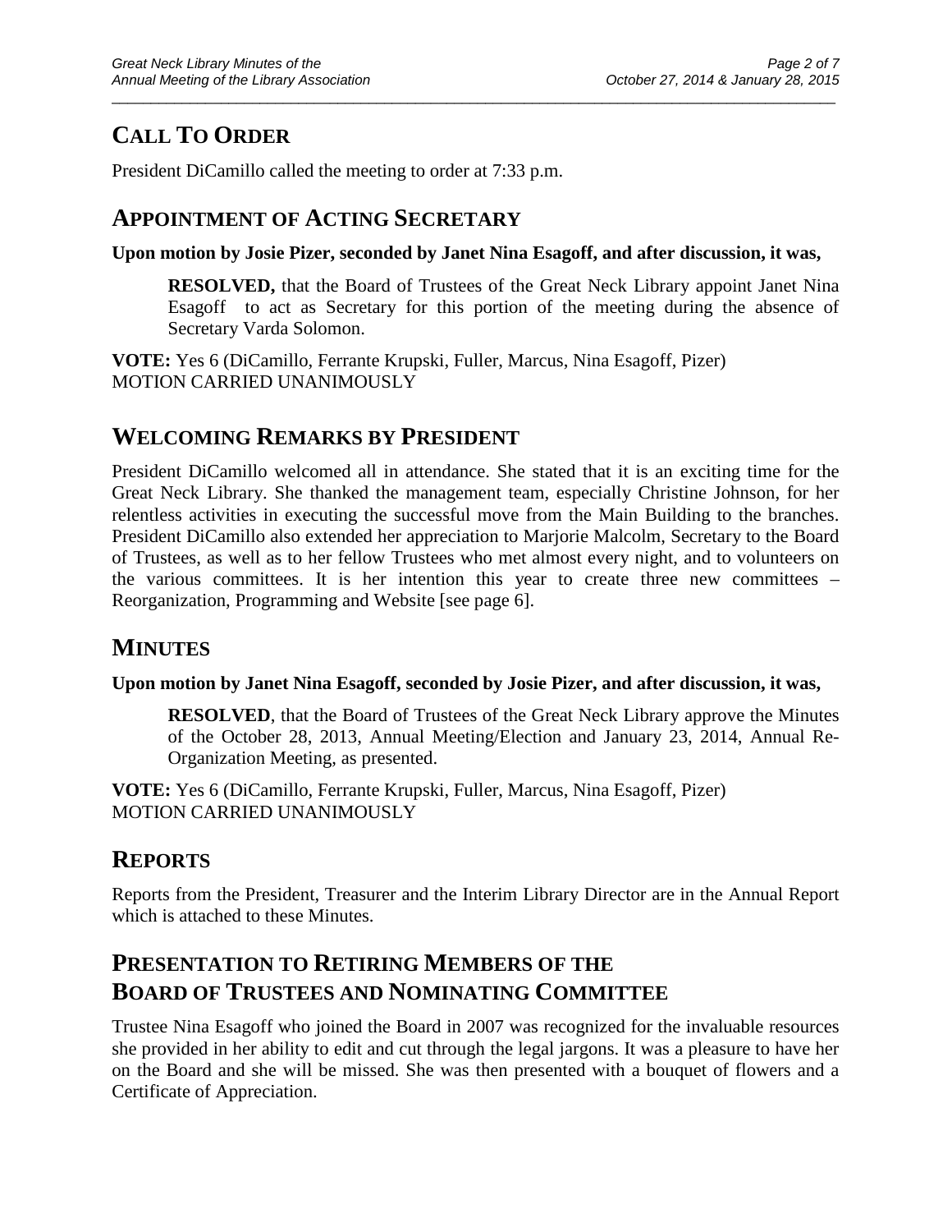## CALL TO ORDER

President DiCamillo called the meeting to order at 7:33 p.m.

## APPOINTMENT OF ACTING SECRETARY

**Upon motion by Josie Pizer, seconded by Janet Nina Esagoff, and after discussion, it was,**

> **RESOLVED,** that the Board of Trustees of the Great Neck Library appoint Janet Nina Esagoff to act as Secretary for this portion of the meeting during the absence of Secretary Varda Solomon.

**VOTE:** Yes 6 (DiCamillo, Ferrante Krupski, Fuller, Marcus, Nina Esagoff, Pizer)
MOTION CARRIED UNANIMOUSLY

## WELCOMING REMARKS BY PRESIDENT

President DiCamillo welcomed all in attendance. She stated that it is an exciting time for the Great Neck Library. She thanked the management team, especially Christine Johnson, for her relentless activities in executing the successful move from the Main Building to the branches. President DiCamillo also extended her appreciation to Marjorie Malcolm, Secretary to the Board of Trustees, as well as to her fellow Trustees who met almost every night, and to volunteers on the various committees. It is her intention this year to create three new committees – Reorganization, Programming and Website [see page 6].

## MINUTES

**Upon motion by Janet Nina Esagoff, seconded by Josie Pizer, and after discussion, it was,**

> **RESOLVED**, that the Board of Trustees of the Great Neck Library approve the Minutes of the October 28, 2013, Annual Meeting/Election and January 23, 2014, Annual Re-Organization Meeting, as presented.

**VOTE:** Yes 6 (DiCamillo, Ferrante Krupski, Fuller, Marcus, Nina Esagoff, Pizer)
MOTION CARRIED UNANIMOUSLY

## REPORTS

Reports from the President, Treasurer and the Interim Library Director are in the Annual Report which is attached to these Minutes.

## PRESENTATION TO RETIRING MEMBERS OF THE BOARD OF TRUSTEES AND NOMINATING COMMITTEE

Trustee Nina Esagoff who joined the Board in 2007 was recognized for the invaluable resources she provided in her ability to edit and cut through the legal jargons. It was a pleasure to have her on the Board and she will be missed. She was then presented with a bouquet of flowers and a Certificate of Appreciation.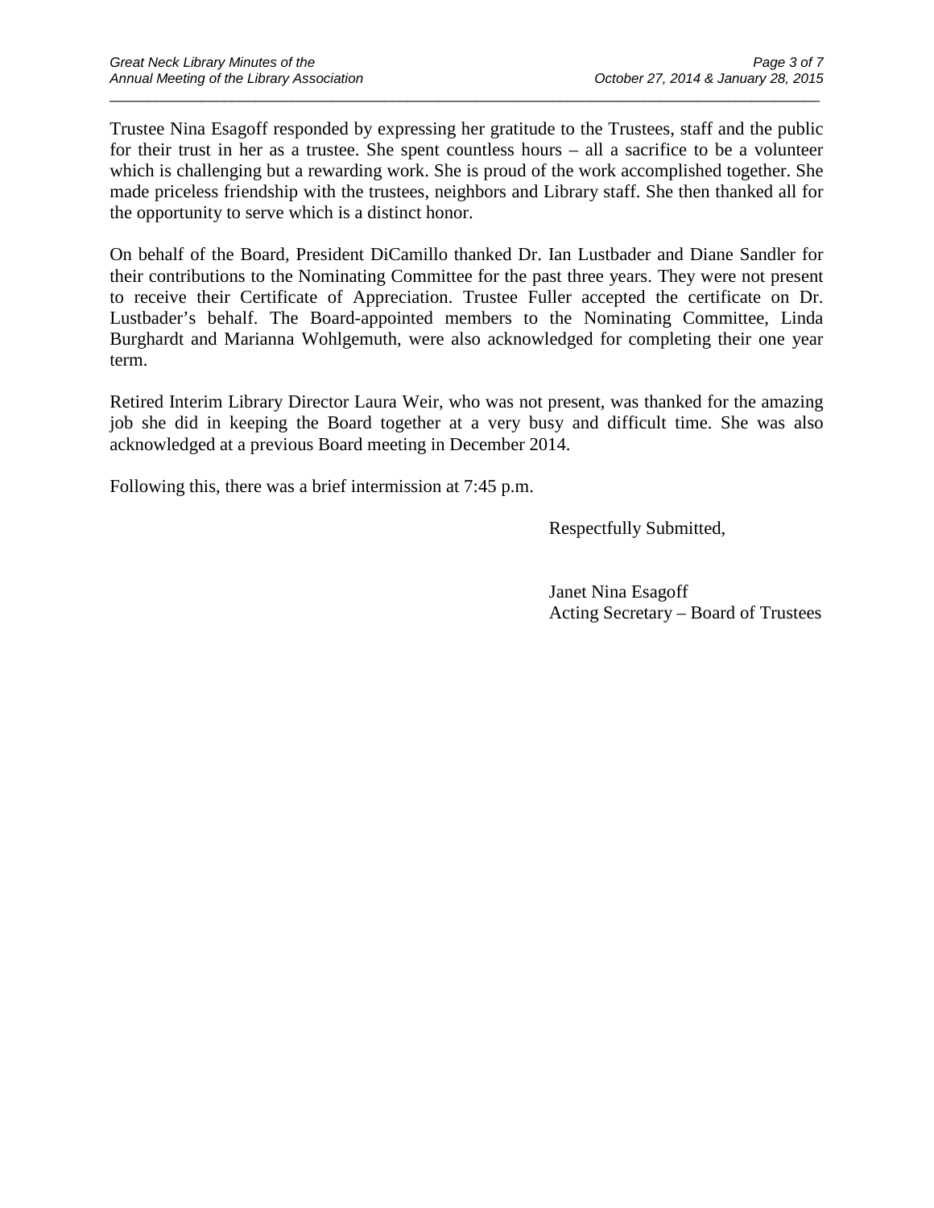Trustee Nina Esagoff responded by expressing her gratitude to the Trustees, staff and the public for their trust in her as a trustee. She spent countless hours – all a sacrifice to be a volunteer which is challenging but a rewarding work. She is proud of the work accomplished together. She made priceless friendship with the trustees, neighbors and Library staff. She then thanked all for the opportunity to serve which is a distinct honor.

On behalf of the Board, President DiCamillo thanked Dr. Ian Lustbader and Diane Sandler for their contributions to the Nominating Committee for the past three years. They were not present to receive their Certificate of Appreciation. Trustee Fuller accepted the certificate on Dr. Lustbader's behalf. The Board-appointed members to the Nominating Committee, Linda Burghardt and Marianna Wohlgemuth, were also acknowledged for completing their one year term.

Retired Interim Library Director Laura Weir, who was not present, was thanked for the amazing job she did in keeping the Board together at a very busy and difficult time. She was also acknowledged at a previous Board meeting in December 2014.

Following this, there was a brief intermission at 7:45 p.m.

Respectfully Submitted,

Janet Nina Esagoff
Acting Secretary – Board of Trustees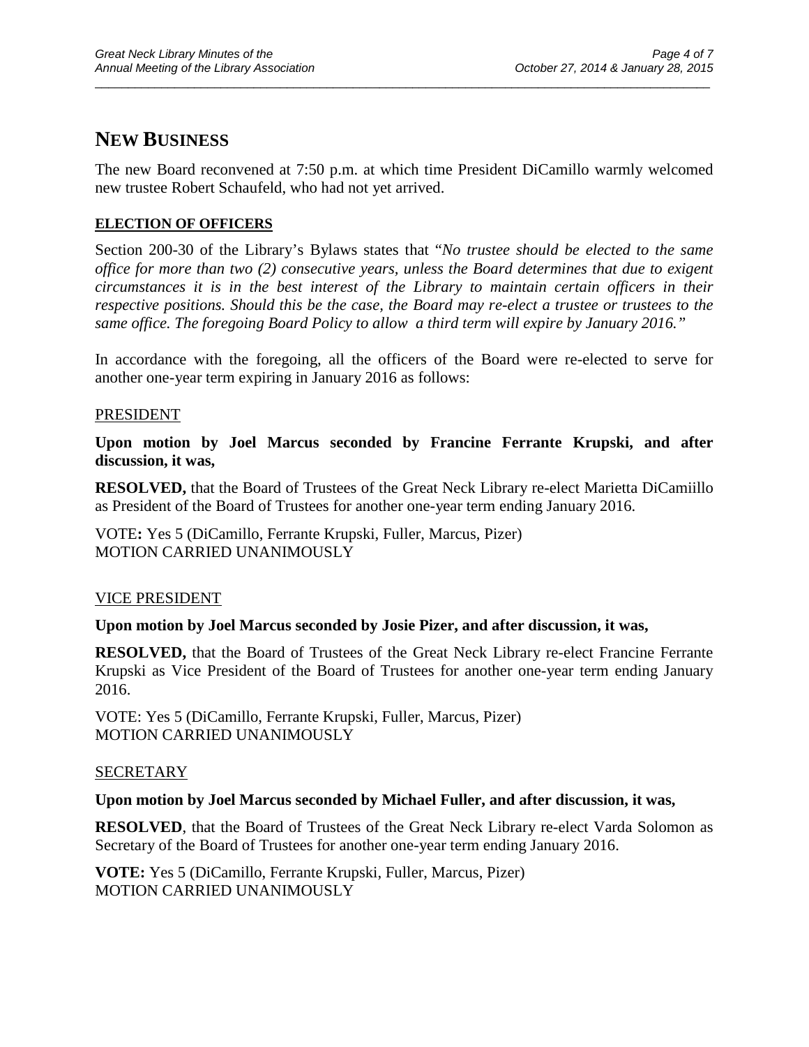# NEW BUSINESS

The new Board reconvened at 7:50 p.m. at which time President DiCamillo warmly welcomed new trustee Robert Schaufeld, who had not yet arrived.

**ELECTION OF OFFICERS**

Section 200-30 of the Library's Bylaws states that "*No trustee should be elected to the same office for more than two (2) consecutive years, unless the Board determines that due to exigent circumstances it is in the best interest of the Library to maintain certain officers in their respective positions. Should this be the case, the Board may re-elect a trustee or trustees to the same office. The foregoing Board Policy to allow a third term will expire by January 2016.*"

In accordance with the foregoing, all the officers of the Board were re-elected to serve for another one-year term expiring in January 2016 as follows:

PRESIDENT

**Upon motion by Joel Marcus seconded by Francine Ferrante Krupski, and after discussion, it was,**

**RESOLVED,** that the Board of Trustees of the Great Neck Library re-elect Marietta DiCamiillo as President of the Board of Trustees for another one-year term ending January 2016.

VOTE**:** Yes 5 (DiCamillo, Ferrante Krupski, Fuller, Marcus, Pizer)
MOTION CARRIED UNANIMOUSLY

VICE PRESIDENT

**Upon motion by Joel Marcus seconded by Josie Pizer, and after discussion, it was,**

**RESOLVED,** that the Board of Trustees of the Great Neck Library re-elect Francine Ferrante Krupski as Vice President of the Board of Trustees for another one-year term ending January 2016.

VOTE: Yes 5 (DiCamillo, Ferrante Krupski, Fuller, Marcus, Pizer)
MOTION CARRIED UNANIMOUSLY

SECRETARY

**Upon motion by Joel Marcus seconded by Michael Fuller, and after discussion, it was,**

**RESOLVED**, that the Board of Trustees of the Great Neck Library re-elect Varda Solomon as Secretary of the Board of Trustees for another one-year term ending January 2016.

**VOTE:** Yes 5 (DiCamillo, Ferrante Krupski, Fuller, Marcus, Pizer)
MOTION CARRIED UNANIMOUSLY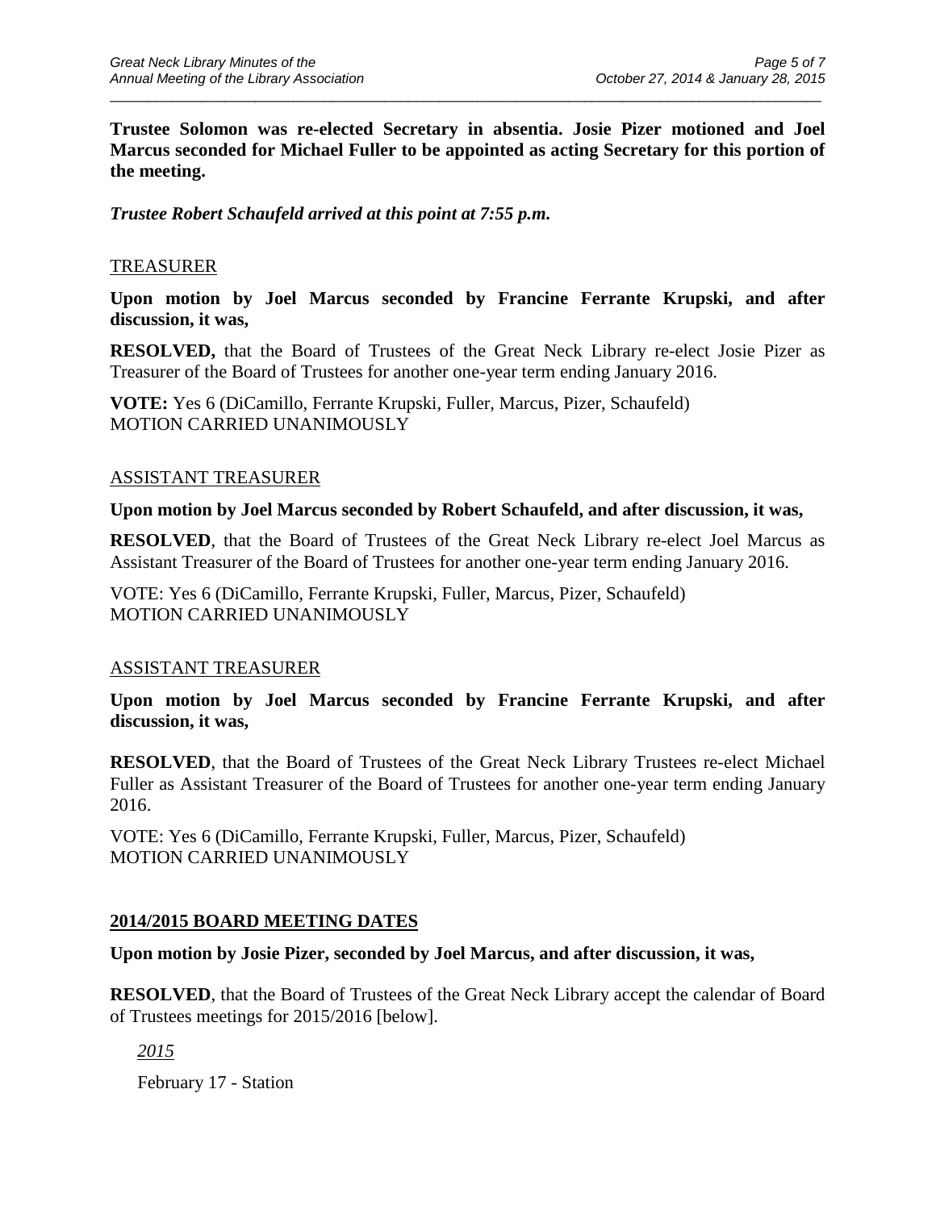**Trustee Solomon was re-elected Secretary in absentia. Josie Pizer motioned and Joel Marcus seconded for Michael Fuller to be appointed as acting Secretary for this portion of the meeting.**

***Trustee Robert Schaufeld arrived at this point at 7:55 p.m.***

TREASURER

**Upon motion by Joel Marcus seconded by Francine Ferrante Krupski, and after discussion, it was,**

**RESOLVED,** that the Board of Trustees of the Great Neck Library re-elect Josie Pizer as Treasurer of the Board of Trustees for another one-year term ending January 2016.

**VOTE:** Yes 6 (DiCamillo, Ferrante Krupski, Fuller, Marcus, Pizer, Schaufeld)
MOTION CARRIED UNANIMOUSLY

ASSISTANT TREASURER

**Upon motion by Joel Marcus seconded by Robert Schaufeld, and after discussion, it was,**

**RESOLVED**, that the Board of Trustees of the Great Neck Library re-elect Joel Marcus as Assistant Treasurer of the Board of Trustees for another one-year term ending January 2016.

VOTE: Yes 6 (DiCamillo, Ferrante Krupski, Fuller, Marcus, Pizer, Schaufeld)
MOTION CARRIED UNANIMOUSLY

ASSISTANT TREASURER

**Upon motion by Joel Marcus seconded by Francine Ferrante Krupski, and after discussion, it was,**

**RESOLVED**, that the Board of Trustees of the Great Neck Library Trustees re-elect Michael Fuller as Assistant Treasurer of the Board of Trustees for another one-year term ending January 2016.

VOTE: Yes 6 (DiCamillo, Ferrante Krupski, Fuller, Marcus, Pizer, Schaufeld)
MOTION CARRIED UNANIMOUSLY

## 2014/2015 BOARD MEETING DATES

**Upon motion by Josie Pizer, seconded by Joel Marcus, and after discussion, it was,**

**RESOLVED**, that the Board of Trustees of the Great Neck Library accept the calendar of Board of Trustees meetings for 2015/2016 [below].

*2015*

February 17 - Station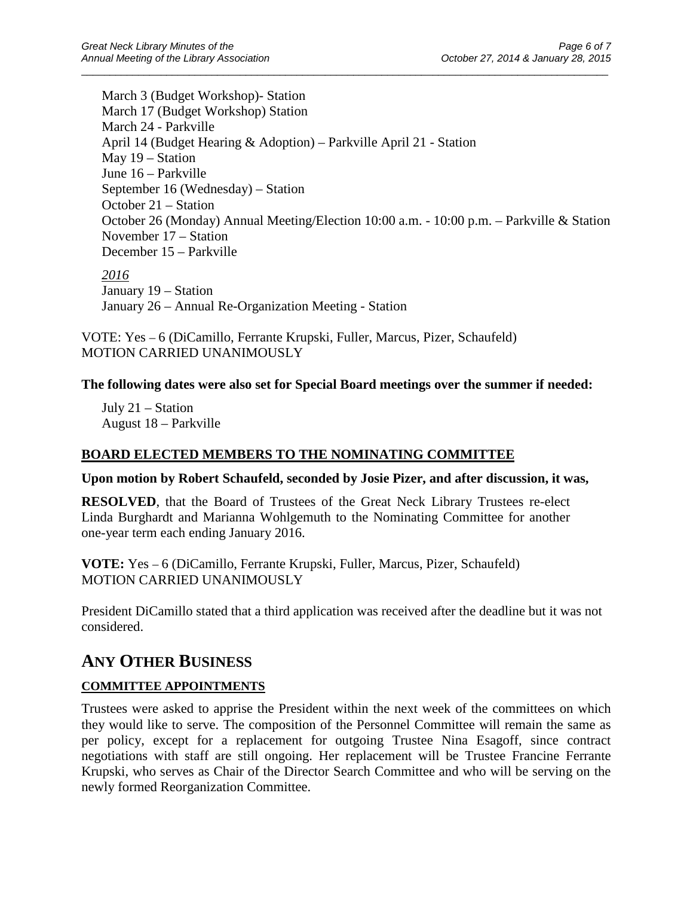March 3 (Budget Workshop)- Station
March 17 (Budget Workshop) Station
March 24 - Parkville
April 14 (Budget Hearing & Adoption) – Parkville April 21 - Station
May 19 – Station
June 16 – Parkville
September 16 (Wednesday) – Station
October 21 – Station
October 26 (Monday) Annual Meeting/Election 10:00 a.m. - 10:00 p.m. – Parkville & Station
November 17 – Station
December 15 – Parkville

*2016*
January 19 – Station
January 26 – Annual Re-Organization Meeting - Station

VOTE: Yes – 6 (DiCamillo, Ferrante Krupski, Fuller, Marcus, Pizer, Schaufeld)
MOTION CARRIED UNANIMOUSLY

**The following dates were also set for Special Board meetings over the summer if needed:**

July 21 – Station
August 18 – Parkville

### BOARD ELECTED MEMBERS TO THE NOMINATING COMMITTEE

**Upon motion by Robert Schaufeld, seconded by Josie Pizer, and after discussion, it was,**

**RESOLVED**, that the Board of Trustees of the Great Neck Library Trustees re-elect Linda Burghardt and Marianna Wohlgemuth to the Nominating Committee for another one-year term each ending January 2016.

**VOTE:** Yes – 6 (DiCamillo, Ferrante Krupski, Fuller, Marcus, Pizer, Schaufeld)
MOTION CARRIED UNANIMOUSLY

President DiCamillo stated that a third application was received after the deadline but it was not considered.

## ANY OTHER BUSINESS

### COMMITTEE APPOINTMENTS

Trustees were asked to apprise the President within the next week of the committees on which they would like to serve. The composition of the Personnel Committee will remain the same as per policy, except for a replacement for outgoing Trustee Nina Esagoff, since contract negotiations with staff are still ongoing. Her replacement will be Trustee Francine Ferrante Krupski, who serves as Chair of the Director Search Committee and who will be serving on the newly formed Reorganization Committee.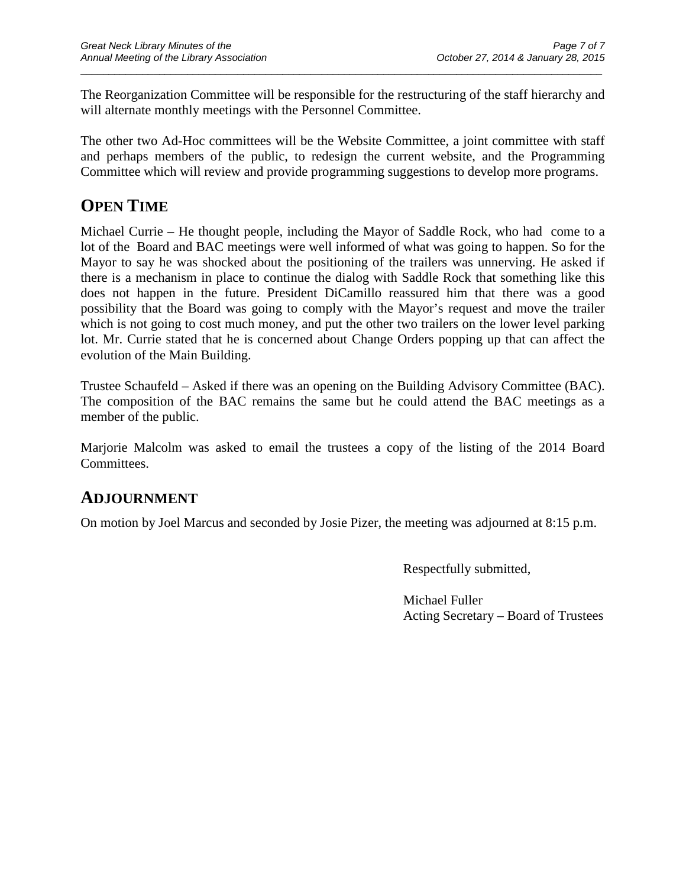The Reorganization Committee will be responsible for the restructuring of the staff hierarchy and will alternate monthly meetings with the Personnel Committee.

The other two Ad-Hoc committees will be the Website Committee, a joint committee with staff and perhaps members of the public, to redesign the current website, and the Programming Committee which will review and provide programming suggestions to develop more programs.

## OPEN TIME

Michael Currie – He thought people, including the Mayor of Saddle Rock, who had come to a lot of the Board and BAC meetings were well informed of what was going to happen. So for the Mayor to say he was shocked about the positioning of the trailers was unnerving. He asked if there is a mechanism in place to continue the dialog with Saddle Rock that something like this does not happen in the future. President DiCamillo reassured him that there was a good possibility that the Board was going to comply with the Mayor's request and move the trailer which is not going to cost much money, and put the other two trailers on the lower level parking lot. Mr. Currie stated that he is concerned about Change Orders popping up that can affect the evolution of the Main Building.

Trustee Schaufeld – Asked if there was an opening on the Building Advisory Committee (BAC). The composition of the BAC remains the same but he could attend the BAC meetings as a member of the public.

Marjorie Malcolm was asked to email the trustees a copy of the listing of the 2014 Board Committees.

## ADJOURNMENT

On motion by Joel Marcus and seconded by Josie Pizer, the meeting was adjourned at 8:15 p.m.

Respectfully submitted,

Michael Fuller
Acting Secretary – Board of Trustees